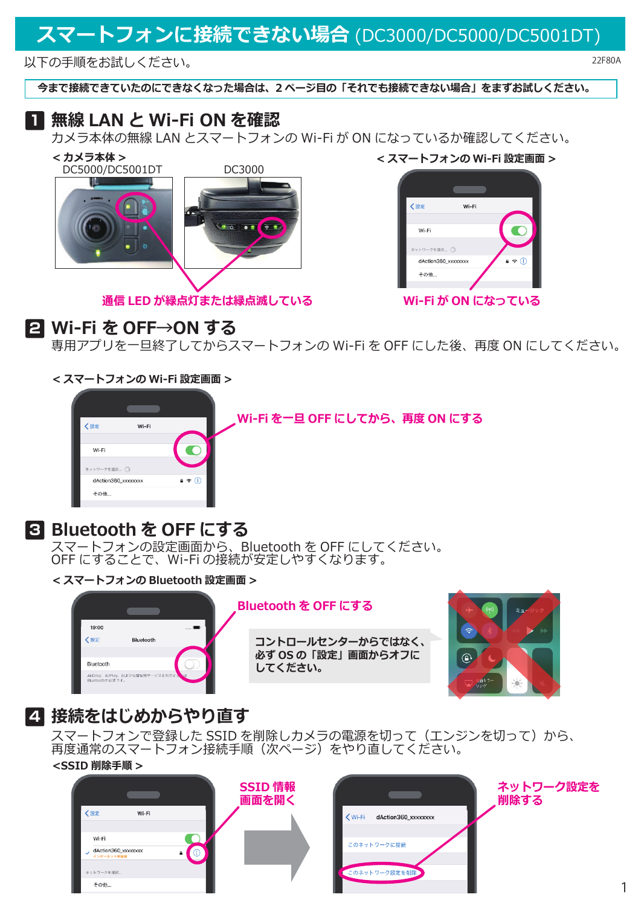# スマートフォンに接続できない場合 (DC3000/DC5000/DC5001DT)

以下の手順をお試しください。

22F80A

**今まで接続できていたのにできなくなった場合は、２ページ目の「それでも接続できない場合」をまずお試しください。**

## 1 無線 LAN と Wi-Fi ON を確認

カメラ本体の無線 LAN とスマートフォンの Wi-Fi が ON になっているか確認してください。

**＜カメラ本体＞**

DC5000/DC5001DT　　DC3000

**通信 LED が緑点灯または緑点滅している**

**＜スマートフォンの Wi-Fi 設定画面＞**

**Wi-Fi が ON になっている**

## 2 Wi-Fi を OFF→ON する

専用アプリを一旦終了してからスマートフォンの Wi-Fi を OFF にした後、再度 ON にしてください。

**＜スマートフォンの Wi-Fi 設定画面＞**

**Wi-Fi を一旦 OFF にしてから、再度 ON にする**

## 3 Bluetooth を OFF にする

スマートフォンの設定画面から、Bluetooth を OFF にしてください。
OFF にすることで、Wi-Fi の接続が安定しやすくなります。

**＜スマートフォンの Bluetooth 設定画面＞**

**Bluetooth を OFF にする**

**コントロールセンターからではなく、必ず OS の「設定」画面からオフにしてください。**

## 4 接続をはじめからやり直す

スマートフォンで登録した SSID を削除しカメラの電源を切って（エンジンを切って）から、
再度通常のスマートフォン接続手順（次ページ）をやり直してください。

**＜SSID 削除手順＞**

**SSID 情報画面を開く**

**ネットワーク設定を削除する**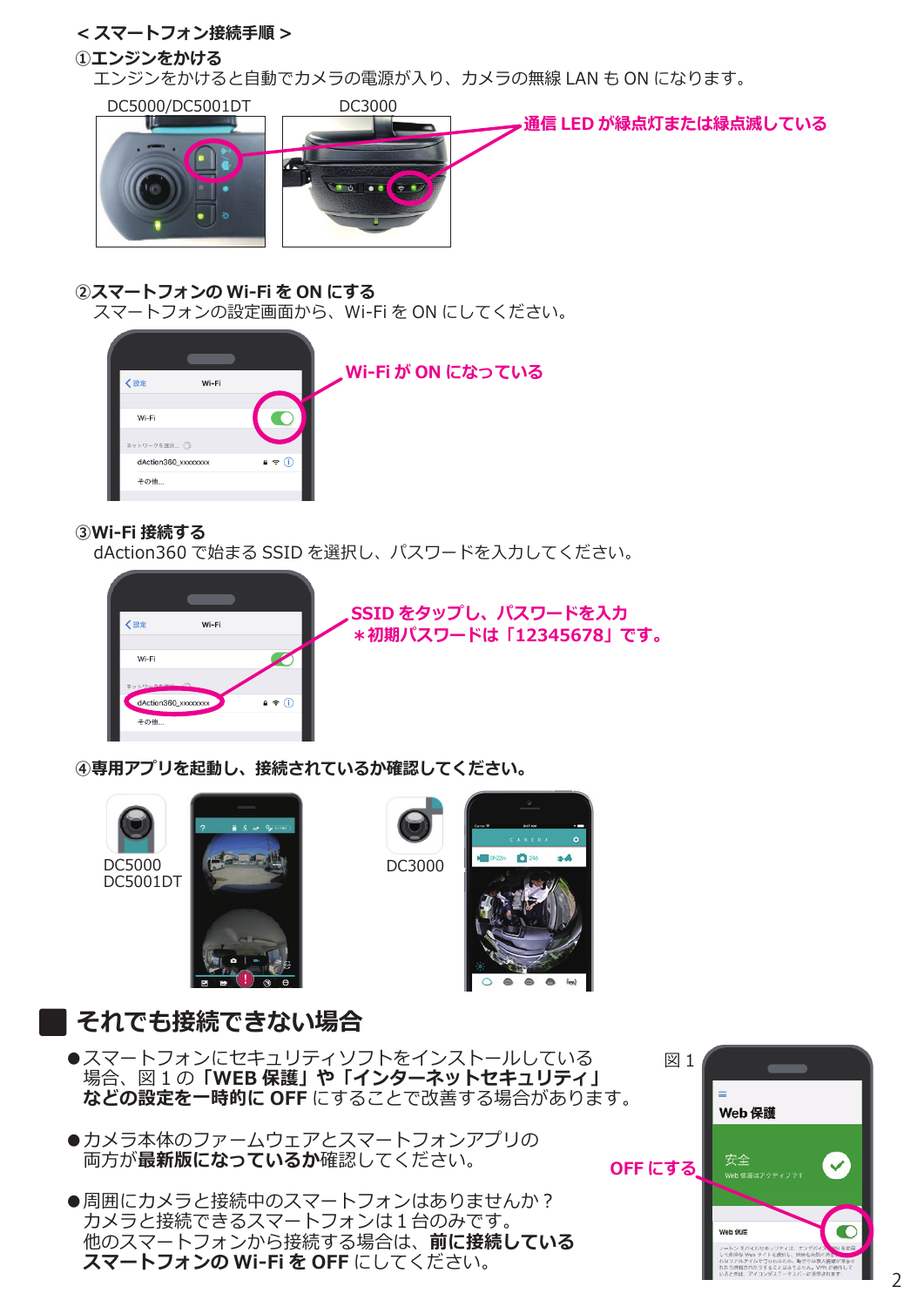＜スマートフォン接続手順＞

**①エンジンをかける**

エンジンをかけると自動でカメラの電源が入り、カメラの無線 LAN も ON になります。

DC5000/DC5001DT　DC3000

通信 LED が緑点灯または緑点滅している

**②スマートフォンの Wi-Fi を ON にする**

スマートフォンの設定画面から、Wi-Fi を ON にしてください。

Wi-Fi が ON になっている

**③Wi-Fi 接続する**

dAction360 で始まる SSID を選択し、パスワードを入力してください。

SSID をタップし、パスワードを入力
＊初期パスワードは「12345678」です。

**④専用アプリを起動し、接続されているか確認してください。**

DC5000
DC5001DT

DC3000

## それでも接続できない場合

- スマートフォンにセキュリティソフトをインストールしている場合、図 1 の **「WEB 保護」や「インターネットセキュリティ」などの設定を一時的に OFF** にすることで改善する場合があります。

- カメラ本体のファームウェアとスマートフォンアプリの両方が**最新版になっているか**確認してください。

- 周囲にカメラと接続中のスマートフォンはありませんか？
カメラと接続できるスマートフォンは 1 台のみです。
他のスマートフォンから接続する場合は、**前に接続しているスマートフォンの Wi-Fi を OFF** にしてください。

図 1

OFF にする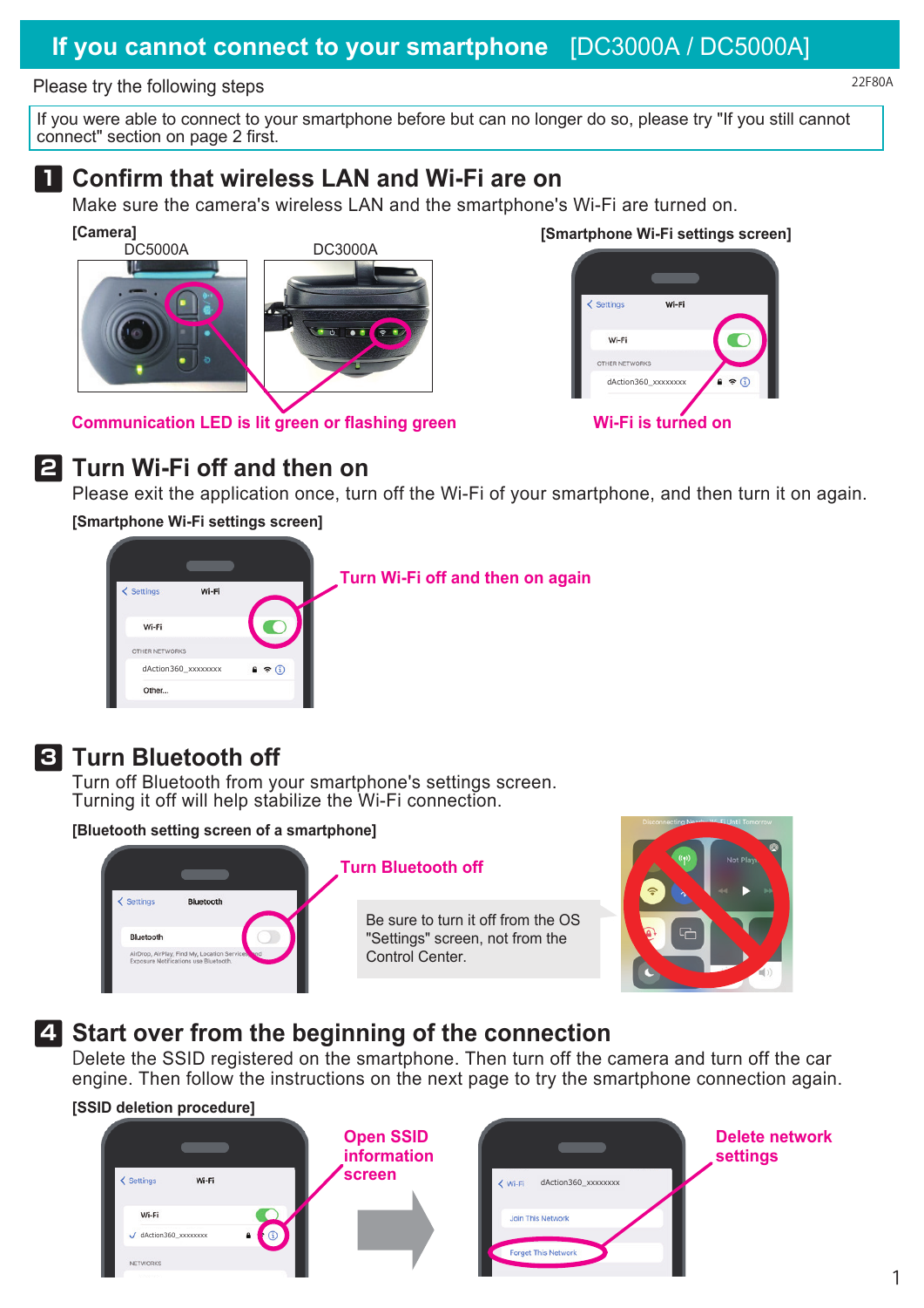# If you cannot connect to your smartphone [DC3000A / DC5000A]

22F80A

Please try the following steps

If you were able to connect to your smartphone before but can no longer do so, please try "If you still cannot connect" section on page 2 first.

## 1 Confirm that wireless LAN and Wi-Fi are on

Make sure the camera's wireless LAN and the smartphone's Wi-Fi are turned on.

**[Camera]**

DC5000A DC3000A

**[Smartphone Wi-Fi settings screen]**

Communication LED is lit green or flashing green

Wi-Fi is turned on

## 2 Turn Wi-Fi off and then on

Please exit the application once, turn off the Wi-Fi of your smartphone, and then turn it on again.

**[Smartphone Wi-Fi settings screen]**

Turn Wi-Fi off and then on again

## 3 Turn Bluetooth off

Turn off Bluetooth from your smartphone's settings screen.
Turning it off will help stabilize the Wi-Fi connection.

**[Bluetooth setting screen of a smartphone]**

Turn Bluetooth off

Be sure to turn it off from the OS "Settings" screen, not from the Control Center.

## 4 Start over from the beginning of the connection

Delete the SSID registered on the smartphone. Then turn off the camera and turn off the car engine. Then follow the instructions on the next page to try the smartphone connection again.

**[SSID deletion procedure]**

Open SSID information screen

Delete network settings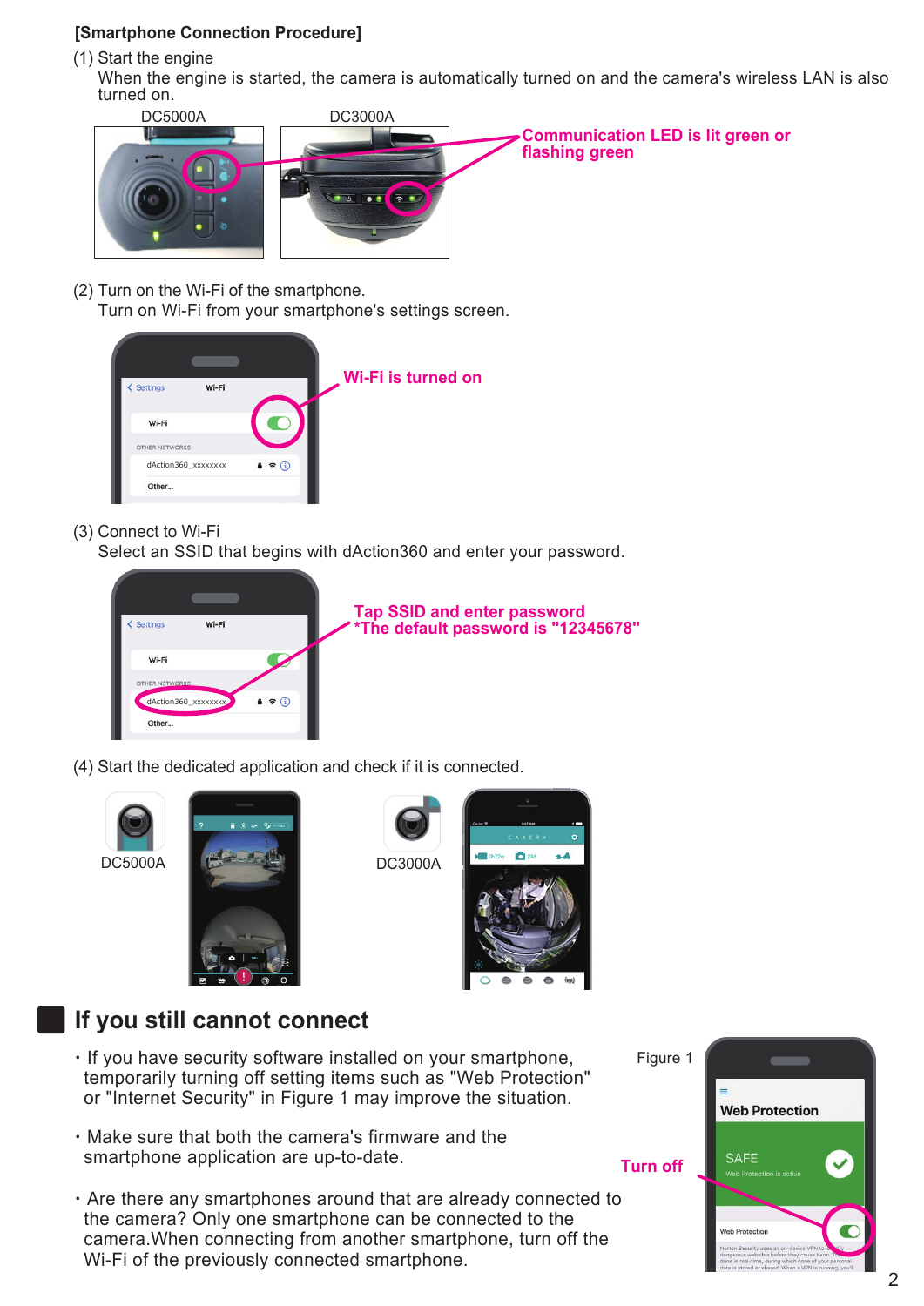**[Smartphone Connection Procedure]**

(1) Start the engine

When the engine is started, the camera is automatically turned on and the camera's wireless LAN is also turned on.

DC5000A

DC3000A

**Communication LED is lit green or flashing green**

(2) Turn on the Wi-Fi of the smartphone.

Turn on Wi-Fi from your smartphone's settings screen.

**Wi-Fi is turned on**

(3) Connect to Wi-Fi

Select an SSID that begins with dAction360 and enter your password.

**Tap SSID and enter password**
**\*The default password is "12345678"**

(4) Start the dedicated application and check if it is connected.

DC5000A

DC3000A

## If you still cannot connect

- If you have security software installed on your smartphone, temporarily turning off setting items such as "Web Protection" or "Internet Security" in Figure 1 may improve the situation.

- Make sure that both the camera's firmware and the smartphone application are up-to-date.

- Are there any smartphones around that are already connected to the camera? Only one smartphone can be connected to the camera.When connecting from another smartphone, turn off the Wi-Fi of the previously connected smartphone.

Figure 1

**Turn off**